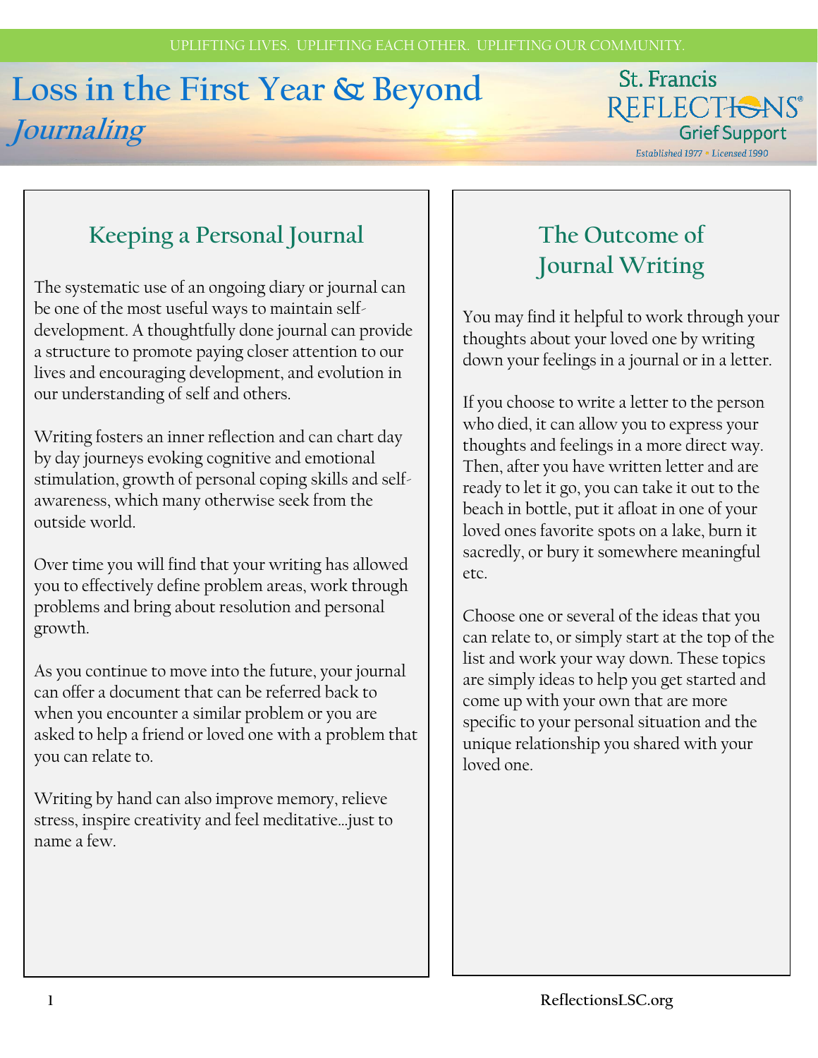UPLIFTING LIVES. UPLIFTING EACH OTHER. UPLIFTING OUR COMMUNITY.

# Loss in the First Year & Beyond

## *Journaling*

St. Francis REFLECTIONS® Grief Support

Established 1977 • Licensed 1990

### Keeping a Personal Journal

The systematic use of an ongoing diary or journal can be one of the most useful ways to maintain self-development. A thoughtfully done journal can provide a structure to promote paying closer attention to our lives and encouraging development, and evolution in our understanding of self and others.

Writing fosters an inner reflection and can chart day by day journeys evoking cognitive and emotional stimulation, growth of personal coping skills and self-awareness, which many otherwise seek from the outside world.

Over time you will find that your writing has allowed you to effectively define problem areas, work through problems and bring about resolution and personal growth.

As you continue to move into the future, your journal can offer a document that can be referred back to when you encounter a similar problem or you are asked to help a friend or loved one with a problem that you can relate to.

Writing by hand can also improve memory, relieve stress, inspire creativity and feel meditative…just to name a few.

### The Outcome of Journal Writing

You may find it helpful to work through your thoughts about your loved one by writing down your feelings in a journal or in a letter.

If you choose to write a letter to the person who died, it can allow you to express your thoughts and feelings in a more direct way. Then, after you have written letter and are ready to let it go, you can take it out to the beach in bottle, put it afloat in one of your loved ones favorite spots on a lake, burn it sacredly, or bury it somewhere meaningful etc.

Choose one or several of the ideas that you can relate to, or simply start at the top of the list and work your way down. These topics are simply ideas to help you get started and come up with your own that are more specific to your personal situation and the unique relationship you shared with your loved one.

ReflectionsLSC.org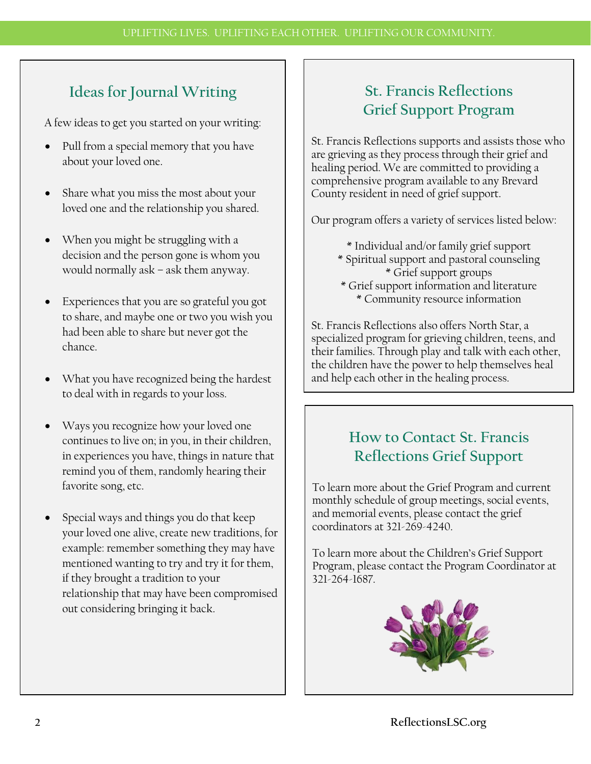UPLIFTING LIVES. UPLIFTING EACH OTHER. UPLIFTING OUR COMMUNITY.

## Ideas for Journal Writing

A few ideas to get you started on your writing:

- Pull from a special memory that you have about your loved one.
- Share what you miss the most about your loved one and the relationship you shared.
- When you might be struggling with a decision and the person gone is whom you would normally ask – ask them anyway.
- Experiences that you are so grateful you got to share, and maybe one or two you wish you had been able to share but never got the chance.
- What you have recognized being the hardest to deal with in regards to your loss.
- Ways you recognize how your loved one continues to live on; in you, in their children, in experiences you have, things in nature that remind you of them, randomly hearing their favorite song, etc.
- Special ways and things you do that keep your loved one alive, create new traditions, for example: remember something they may have mentioned wanting to try and try it for them, if they brought a tradition to your relationship that may have been compromised out considering bringing it back.

## St. Francis Reflections Grief Support Program

St. Francis Reflections supports and assists those who are grieving as they process through their grief and healing period. We are committed to providing a comprehensive program available to any Brevard County resident in need of grief support.

Our program offers a variety of services listed below:

* Individual and/or family grief support
* Spiritual support and pastoral counseling
* Grief support groups
* Grief support information and literature
* Community resource information

St. Francis Reflections also offers North Star, a specialized program for grieving children, teens, and their families. Through play and talk with each other, the children have the power to help themselves heal and help each other in the healing process.

## How to Contact St. Francis Reflections Grief Support

To learn more about the Grief Program and current monthly schedule of group meetings, social events, and memorial events, please contact the grief coordinators at 321-269-4240.

To learn more about the Children's Grief Support Program, please contact the Program Coordinator at 321-264-1687.

ReflectionsLSC.org